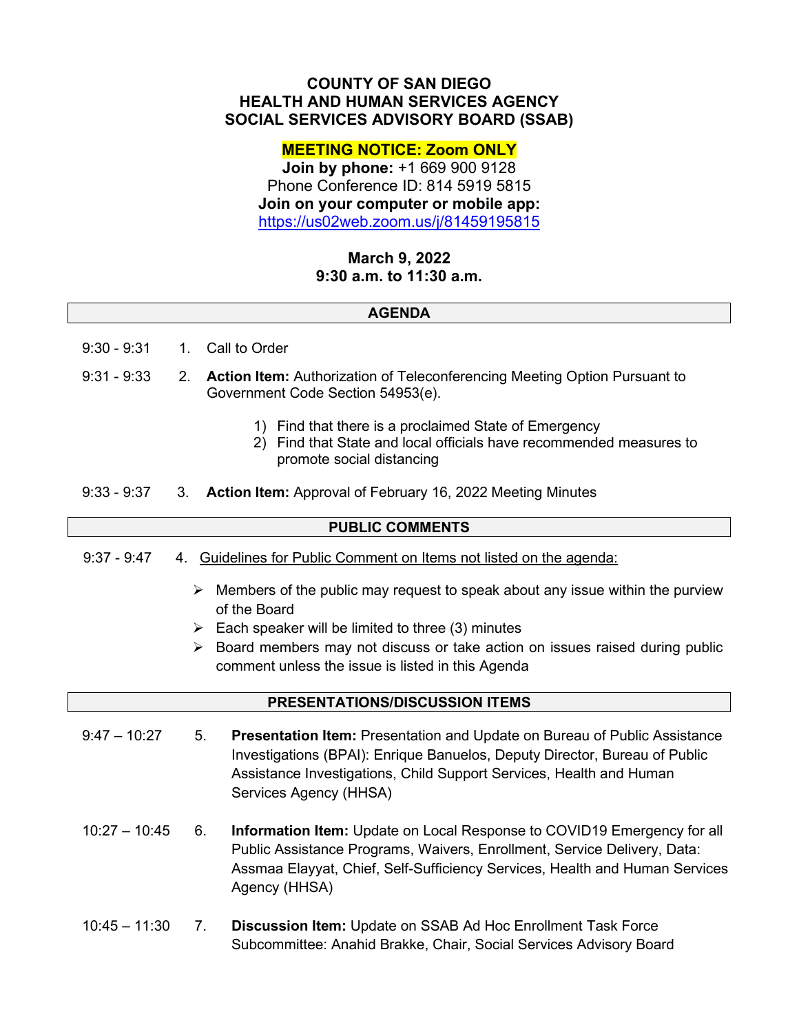# COUNTY OF SAN DIEGO
# HEALTH AND HUMAN SERVICES AGENCY
# SOCIAL SERVICES ADVISORY BOARD (SSAB)

**MEETING NOTICE: Zoom ONLY**

**Join by phone:** +1 669 900 9128
Phone Conference ID: 814 5919 5815
**Join on your computer or mobile app:**
https://us02web.zoom.us/j/81459195815

**March 9, 2022**
**9:30 a.m. to 11:30 a.m.**

## AGENDA

9:30 - 9:31 1. Call to Order

9:31 - 9:33 2. **Action Item:** Authorization of Teleconferencing Meeting Option Pursuant to Government Code Section 54953(e).

1) Find that there is a proclaimed State of Emergency
2) Find that State and local officials have recommended measures to promote social distancing

9:33 - 9:37 3. **Action Item:** Approval of February 16, 2022 Meeting Minutes

## PUBLIC COMMENTS

9:37 - 9:47 4. Guidelines for Public Comment on Items not listed on the agenda:

- Members of the public may request to speak about any issue within the purview of the Board
- Each speaker will be limited to three (3) minutes
- Board members may not discuss or take action on issues raised during public comment unless the issue is listed in this Agenda

## PRESENTATIONS/DISCUSSION ITEMS

9:47 – 10:27 5. **Presentation Item:** Presentation and Update on Bureau of Public Assistance Investigations (BPAI): Enrique Banuelos, Deputy Director, Bureau of Public Assistance Investigations, Child Support Services, Health and Human Services Agency (HHSA)

10:27 – 10:45 6. **Information Item:** Update on Local Response to COVID19 Emergency for all Public Assistance Programs, Waivers, Enrollment, Service Delivery, Data: Assmaa Elayyat, Chief, Self-Sufficiency Services, Health and Human Services Agency (HHSA)

10:45 – 11:30 7. **Discussion Item:** Update on SSAB Ad Hoc Enrollment Task Force Subcommittee: Anahid Brakke, Chair, Social Services Advisory Board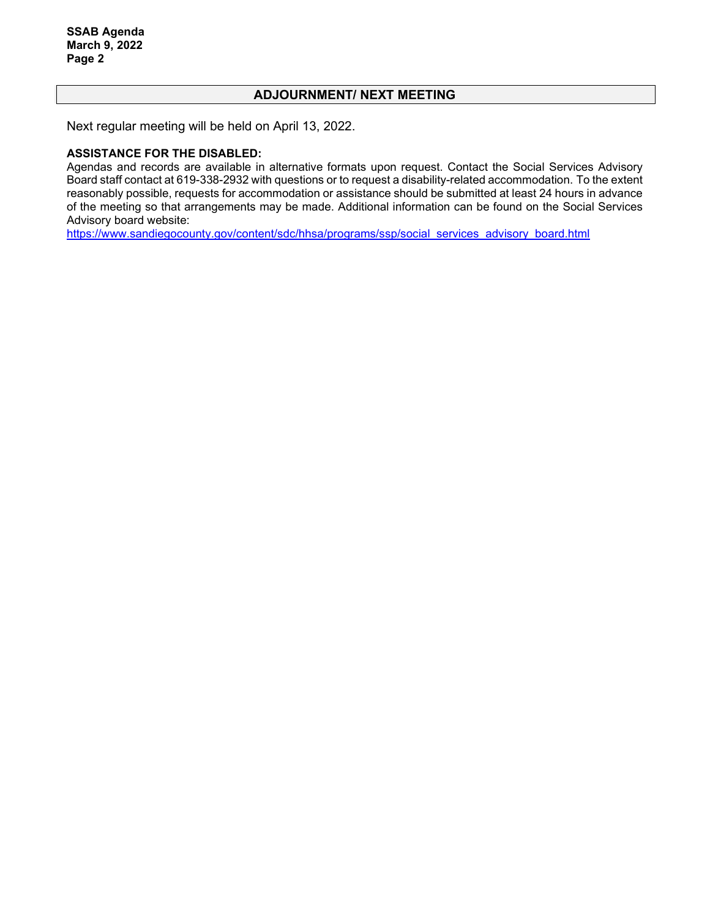## ADJOURNMENT/ NEXT MEETING

Next regular meeting will be held on April 13, 2022.

**ASSISTANCE FOR THE DISABLED:**
Agendas and records are available in alternative formats upon request. Contact the Social Services Advisory Board staff contact at 619-338-2932 with questions or to request a disability-related accommodation. To the extent reasonably possible, requests for accommodation or assistance should be submitted at least 24 hours in advance of the meeting so that arrangements may be made. Additional information can be found on the Social Services Advisory board website:
https://www.sandiegocounty.gov/content/sdc/hhsa/programs/ssp/social_services_advisory_board.html